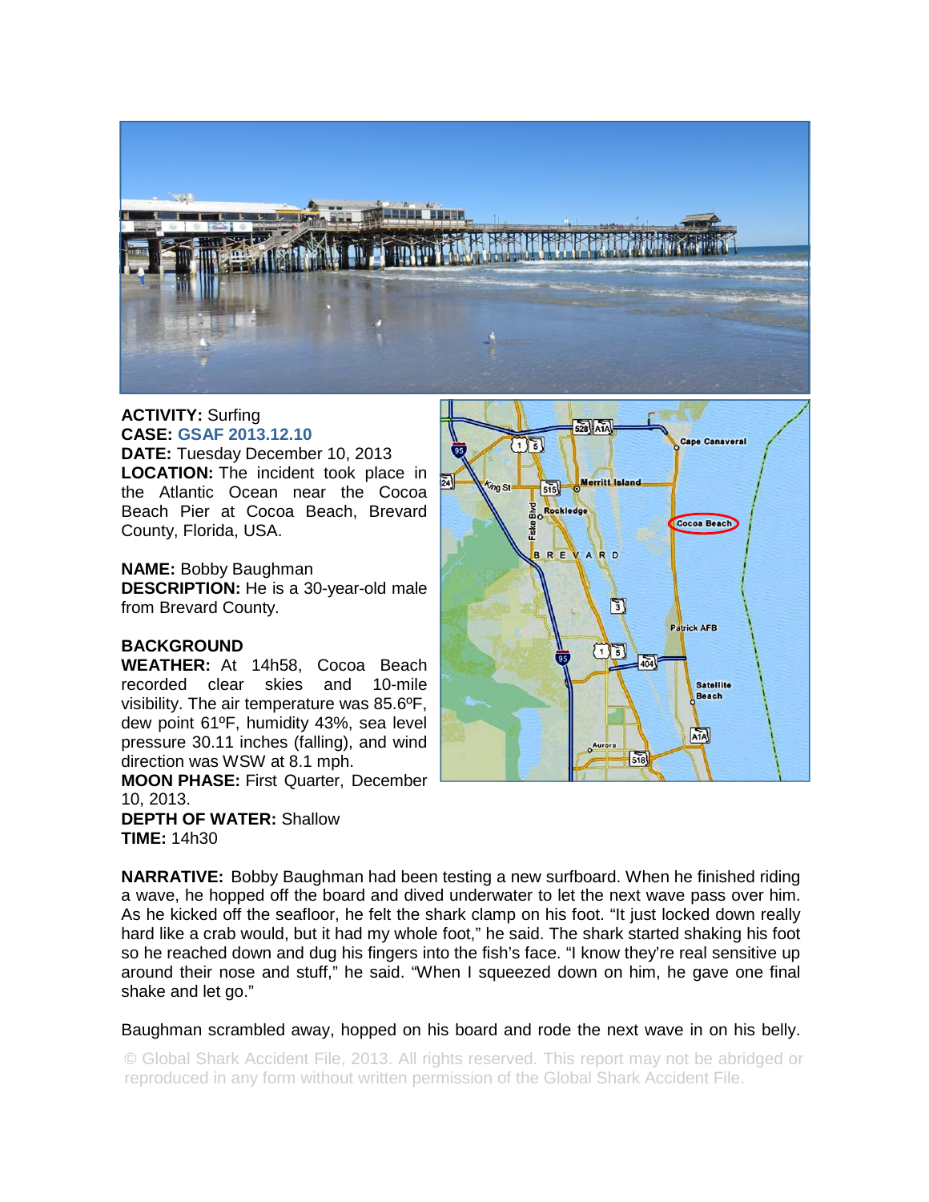**ACTIVITY:** Surfing
**CASE:** GSAF 2013.12.10
**DATE:** Tuesday December 10, 2013
**LOCATION:** The incident took place in the Atlantic Ocean near the Cocoa Beach Pier at Cocoa Beach, Brevard County, Florida, USA.

**NAME:** Bobby Baughman
**DESCRIPTION:** He is a 30-year-old male from Brevard County.

**BACKGROUND**
**WEATHER:** At 14h58, Cocoa Beach recorded clear skies and 10-mile visibility. The air temperature was 85.6ºF, dew point 61ºF, humidity 43%, sea level pressure 30.11 inches (falling), and wind direction was WSW at 8.1 mph.
**MOON PHASE:** First Quarter, December 10, 2013.
**DEPTH OF WATER:** Shallow
**TIME:** 14h30

**NARRATIVE:** Bobby Baughman had been testing a new surfboard. When he finished riding a wave, he hopped off the board and dived underwater to let the next wave pass over him. As he kicked off the seafloor, he felt the shark clamp on his foot. "It just locked down really hard like a crab would, but it had my whole foot," he said. The shark started shaking his foot so he reached down and dug his fingers into the fish's face. "I know they're real sensitive up around their nose and stuff," he said. "When I squeezed down on him, he gave one final shake and let go."

Baughman scrambled away, hopped on his board and rode the next wave in on his belly.

© Global Shark Accident File, 2013. All rights reserved. This report may not be abridged or reproduced in any form without written permission of the Global Shark Accident File.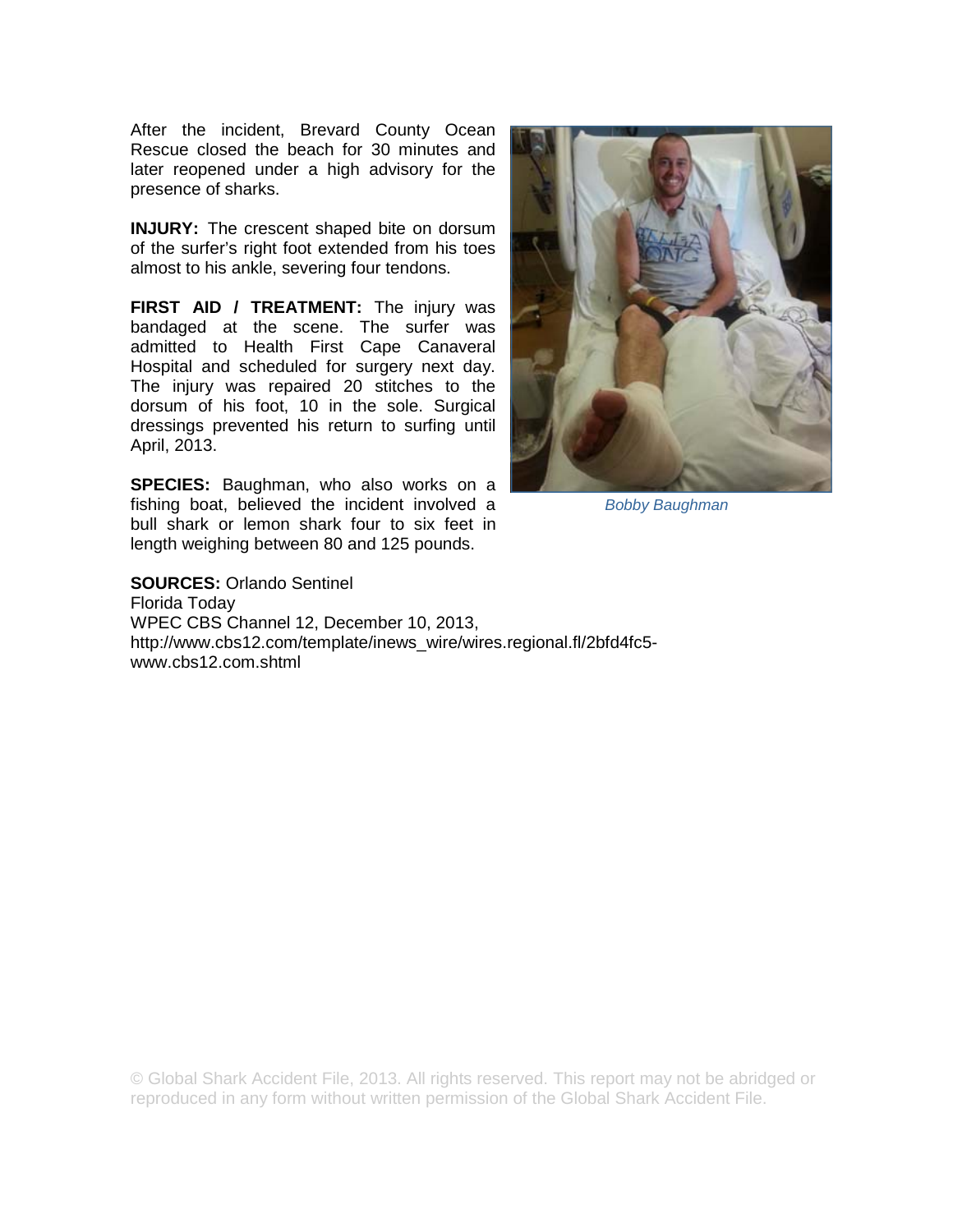After the incident, Brevard County Ocean Rescue closed the beach for 30 minutes and later reopened under a high advisory for the presence of sharks.

**INJURY:** The crescent shaped bite on dorsum of the surfer's right foot extended from his toes almost to his ankle, severing four tendons.

**FIRST AID / TREATMENT:** The injury was bandaged at the scene. The surfer was admitted to Health First Cape Canaveral Hospital and scheduled for surgery next day. The injury was repaired 20 stitches to the dorsum of his foot, 10 in the sole. Surgical dressings prevented his return to surfing until April, 2013.

**SPECIES:** Baughman, who also works on a fishing boat, believed the incident involved a bull shark or lemon shark four to six feet in length weighing between 80 and 125 pounds.

*Bobby Baughman*

**SOURCES:** Orlando Sentinel
Florida Today
WPEC CBS Channel 12, December 10, 2013, http://www.cbs12.com/template/inews_wire/wires.regional.fl/2bfd4fc5-www.cbs12.com.shtml

© Global Shark Accident File, 2013. All rights reserved. This report may not be abridged or reproduced in any form without written permission of the Global Shark Accident File.